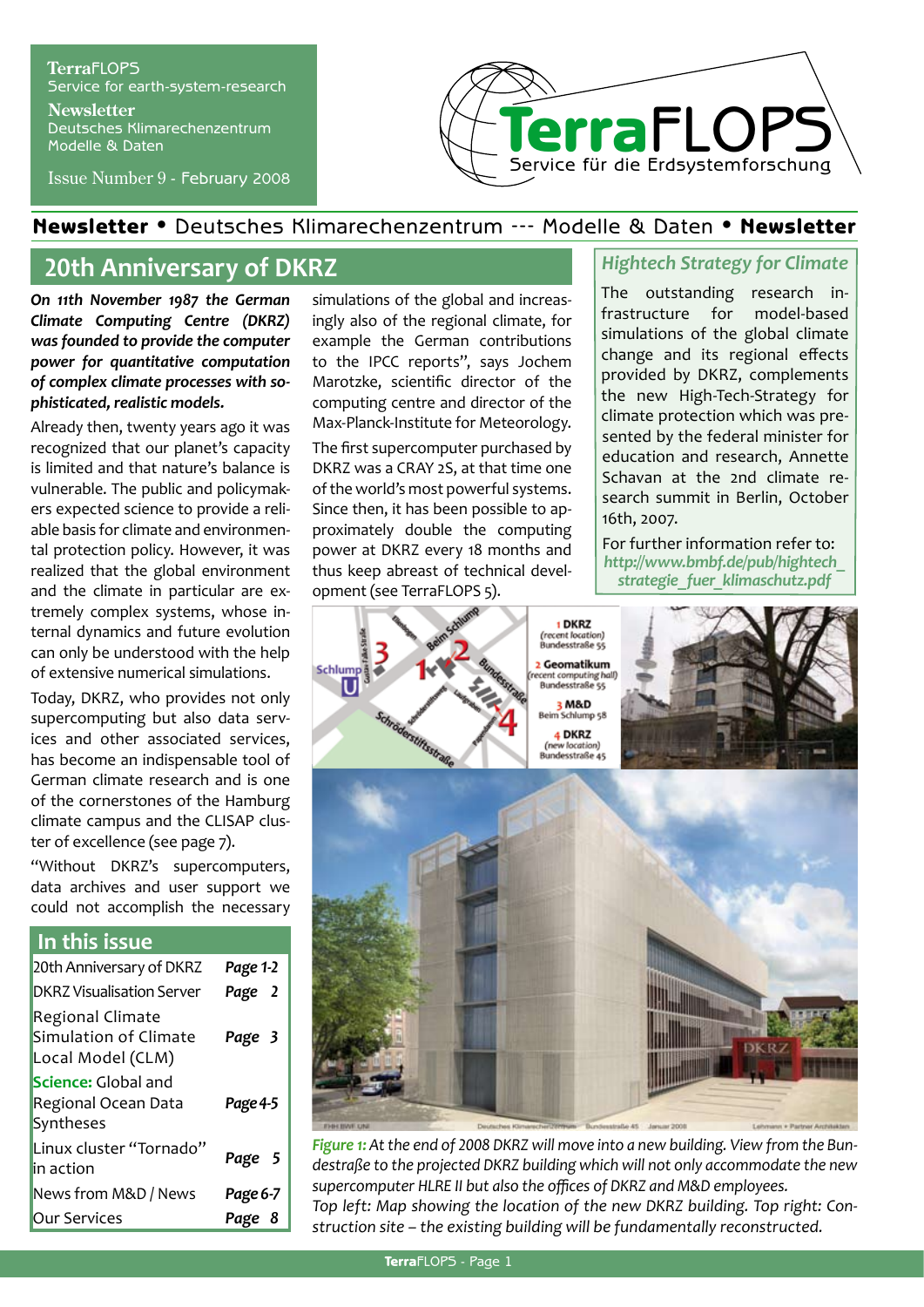**Terra**FLOPS
Service for earth-system-research

**Newsletter**
Deutsches Klimarechenzentrum
Modelle & Daten

Issue Number 9 - February 2008

# TerraFLOPS
Service für die Erdsystemforschung

**Newsletter** • Deutsches Klimarechenzentrum --- Modelle & Daten • **Newsletter**

## 20th Anniversary of DKRZ

***On 11th November 1987 the German Climate Computing Centre (DKRZ) was founded to provide the computer power for quantitative computation of complex climate processes with sophisticated, realistic models.***

Already then, twenty years ago it was recognized that our planet's capacity is limited and that nature's balance is vulnerable. The public and policymakers expected science to provide a reliable basis for climate and environmental protection policy. However, it was realized that the global environment and the climate in particular are extremely complex systems, whose internal dynamics and future evolution can only be understood with the help of extensive numerical simulations.

Today, DKRZ, who provides not only supercomputing but also data services and other associated services, has become an indispensable tool of German climate research and is one of the cornerstones of the Hamburg climate campus and the CLISAP cluster of excellence (see page 7).

"Without DKRZ's supercomputers, data archives and user support we could not accomplish the necessary simulations of the global and increasingly also of the regional climate, for example the German contributions to the IPCC reports", says Jochem Marotzke, scientific director of the computing centre and director of the Max-Planck-Institute for Meteorology.

The first supercomputer purchased by DKRZ was a CRAY 2S, at that time one of the world's most powerful systems. Since then, it has been possible to approximately double the computing power at DKRZ every 18 months and thus keep abreast of technical development (see TerraFLOPS 5).

### In this issue

| | |
|---|---|
| 20th Anniversary of DKRZ | *Page 1-2* |
| DKRZ Visualisation Server | *Page 2* |
| Regional Climate Simulation of Climate Local Model (CLM) | *Page 3* |
| **Science:** Global and Regional Ocean Data Syntheses | *Page 4-5* |
| Linux cluster "Tornado" in action | *Page 5* |
| News from M&D / News | *Page 6-7* |
| Our Services | *Page 8* |

### *Hightech Strategy for Climate*

The outstanding research infrastructure for model-based simulations of the global climate change and its regional effects provided by DKRZ, complements the new High-Tech-Strategy for climate protection which was presented by the federal minister for education and research, Annette Schavan at the 2nd climate research summit in Berlin, October 16th, 2007.

For further information refer to:
***http://www.bmbf.de/pub/hightech_strategie_fuer_klimaschutz.pdf***

1 DKRZ (recent location) Bundesstraße 55
2 Geomatikum (recent computing hall) Bundesstraße 55
3 M&D Beim Schlump 58
4 DKRZ (new location) Bundesstraße 45

*Figure 1: At the end of 2008 DKRZ will move into a new building. View from the Bundestraße to the projected DKRZ building which will not only accommodate the new supercomputer HLRE II but also the offices of DKRZ and M&D employees.*
*Top left: Map showing the location of the new DKRZ building. Top right: Construction site – the existing building will be fundamentally reconstructed.*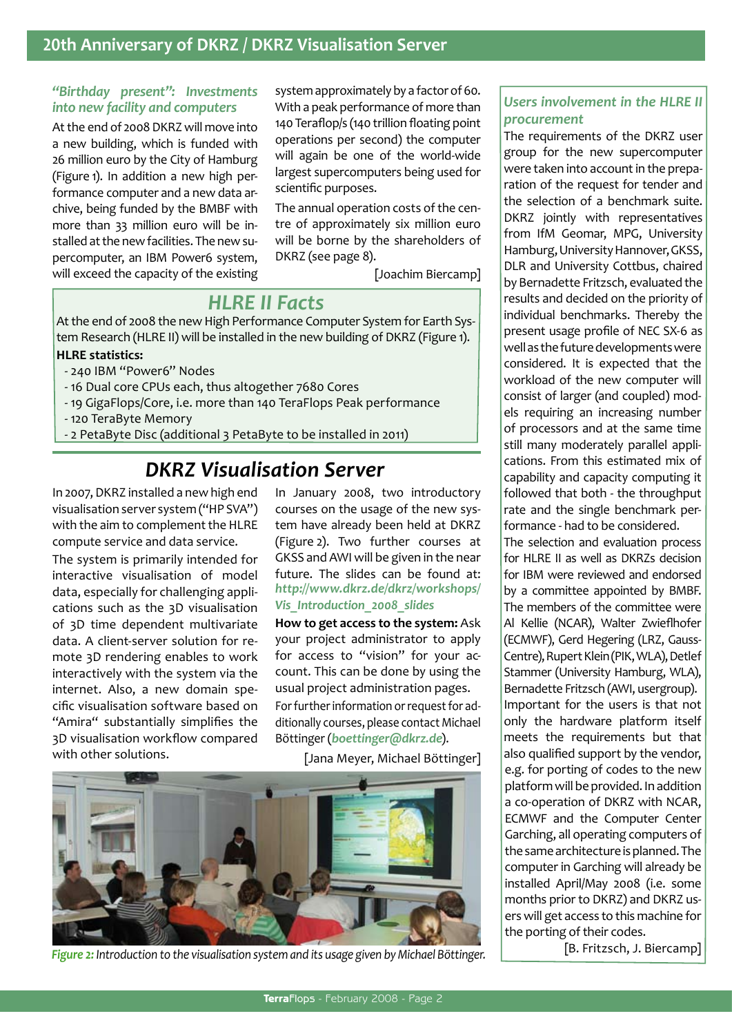### *"Birthday present": Investments into new facility and computers*

At the end of 2008 DKRZ will move into a new building, which is funded with 26 million euro by the City of Hamburg (Figure 1). In addition a new high performance computer and a new data archive, being funded by the BMBF with more than 33 million euro will be installed at the new facilities. The new supercomputer, an IBM Power6 system, will exceed the capacity of the existing system approximately by a factor of 60. With a peak performance of more than 140 Teraflop/s (140 trillion floating point operations per second) the computer will again be one of the world-wide largest supercomputers being used for scientific purposes.

The annual operation costs of the centre of approximately six million euro will be borne by the shareholders of DKRZ (see page 8).

[Joachim Biercamp]

## HLRE II Facts

At the end of 2008 the new High Performance Computer System for Earth System Research (HLRE II) will be installed in the new building of DKRZ (Figure 1).

**HLRE statistics:**

- 240 IBM "Power6" Nodes
- 16 Dual core CPUs each, thus altogether 7680 Cores
- 19 GigaFlops/Core, i.e. more than 140 TeraFlops Peak performance
- 120 TeraByte Memory
- 2 PetaByte Disc (additional 3 PetaByte to be installed in 2011)

## DKRZ Visualisation Server

In 2007, DKRZ installed a new high end visualisation server system ("HP SVA") with the aim to complement the HLRE compute service and data service.

The system is primarily intended for interactive visualisation of model data, especially for challenging applications such as the 3D visualisation of 3D time dependent multivariate data. A client-server solution for remote 3D rendering enables to work interactively with the system via the internet. Also, a new domain specific visualisation software based on "Amira" substantially simplifies the 3D visualisation workflow compared with other solutions.

In January 2008, two introductory courses on the usage of the new system have already been held at DKRZ (Figure 2). Two further courses at GKSS and AWI will be given in the near future. The slides can be found at: ***http://www.dkrz.de/dkrz/workshops/Vis_Introduction_2008_slides***

**How to get access to the system:** Ask your project administrator to apply for access to "vision" for your account. This can be done by using the usual project administration pages.

For further information or request for additionally courses, please contact Michael Böttinger (***boettinger@dkrz.de***).

[Jana Meyer, Michael Böttinger]

*Figure 2: Introduction to the visualisation system and its usage given by Michael Böttinger.*

### *Users involvement in the HLRE II procurement*

The requirements of the DKRZ user group for the new supercomputer were taken into account in the preparation of the request for tender and the selection of a benchmark suite. DKRZ jointly with representatives from IfM Geomar, MPG, University Hamburg, University Hannover, GKSS, DLR and University Cottbus, chaired by Bernadette Fritzsch, evaluated the results and decided on the priority of individual benchmarks. Thereby the present usage profile of NEC SX-6 as well as the future developments were considered. It is expected that the workload of the new computer will consist of larger (and coupled) models requiring an increasing number of processors and at the same time still many moderately parallel applications. From this estimated mix of capability and capacity computing it followed that both - the throughput rate and the single benchmark performance - had to be considered.

The selection and evaluation process for HLRE II as well as DKRZs decision for IBM were reviewed and endorsed by a committee appointed by BMBF. The members of the committee were Al Kellie (NCAR), Walter Zwieflhofer (ECMWF), Gerd Hegering (LRZ, Gauss-Centre), Rupert Klein (PIK, WLA), Detlef Stammer (University Hamburg, WLA), Bernadette Fritzsch (AWI, usergroup). Important for the users is that not only the hardware platform itself meets the requirements but that also qualified support by the vendor, e.g. for porting of codes to the new platform will be provided. In addition a co-operation of DKRZ with NCAR, ECMWF and the Computer Center Garching, all operating computers of the same architecture is planned. The computer in Garching will already be installed April/May 2008 (i.e. some months prior to DKRZ) and DKRZ users will get access to this machine for the porting of their codes.

[B. Fritzsch, J. Biercamp]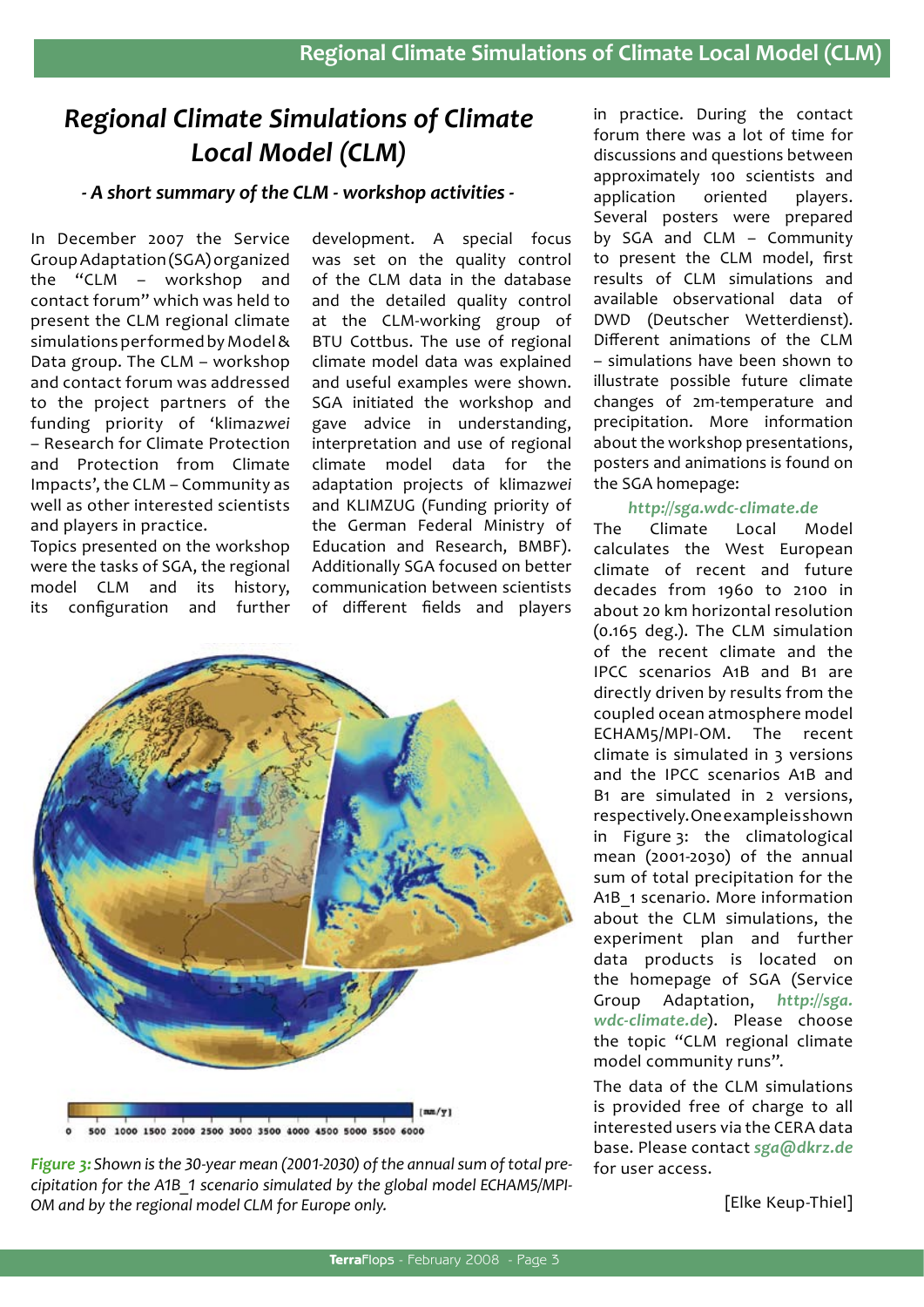# *Regional Climate Simulations of Climate Local Model (CLM)*

### *- A short summary of the CLM - workshop activities -*

In December 2007 the Service Group Adaptation (SGA) organized the "CLM – workshop and contact forum" which was held to present the CLM regional climate simulations performed by Model & Data group. The CLM – workshop and contact forum was addressed to the project partners of the funding priority of 'klima*zwei* – Research for Climate Protection and Protection from Climate Impacts', the CLM – Community as well as other interested scientists and players in practice.

Topics presented on the workshop were the tasks of SGA, the regional model CLM and its history, its configuration and further development. A special focus was set on the quality control of the CLM data in the database and the detailed quality control at the CLM-working group of BTU Cottbus. The use of regional climate model data was explained and useful examples were shown. SGA initiated the workshop and gave advice in understanding, interpretation and use of regional climate model data for the adaptation projects of klima*zwei* and KLIMZUG (Funding priority of the German Federal Ministry of Education and Research, BMBF). Additionally SGA focused on better communication between scientists of different fields and players in practice. During the contact forum there was a lot of time for discussions and questions between approximately 100 scientists and application oriented players. Several posters were prepared by SGA and CLM – Community to present the CLM model, first results of CLM simulations and available observational data of DWD (Deutscher Wetterdienst). Different animations of the CLM – simulations have been shown to illustrate possible future climate changes of 2m-temperature and precipitation. More information about the workshop presentations, posters and animations is found on the SGA homepage:

***http://sga.wdc-climate.de***

The Climate Local Model calculates the West European climate of recent and future decades from 1960 to 2100 in about 20 km horizontal resolution (0.165 deg.). The CLM simulation of the recent climate and the IPCC scenarios A1B and B1 are directly driven by results from the coupled ocean atmosphere model ECHAM5/MPI-OM. The recent climate is simulated in 3 versions and the IPCC scenarios A1B and B1 are simulated in 2 versions, respectively. One example is shown in Figure 3: the climatological mean (2001-2030) of the annual sum of total precipitation for the A1B_1 scenario. More information about the CLM simulations, the experiment plan and further data products is located on the homepage of SGA (Service Group Adaptation, ***http://sga.wdc-climate.de***). Please choose the topic "CLM regional climate model community runs".

The data of the CLM simulations is provided free of charge to all interested users via the CERA data base. Please contact ***sga@dkrz.de*** for user access.

*Figure 3: Shown is the 30-year mean (2001-2030) of the annual sum of total precipitation for the A1B_1 scenario simulated by the global model ECHAM5/MPI-OM and by the regional model CLM for Europe only.*

[Elke Keup-Thiel]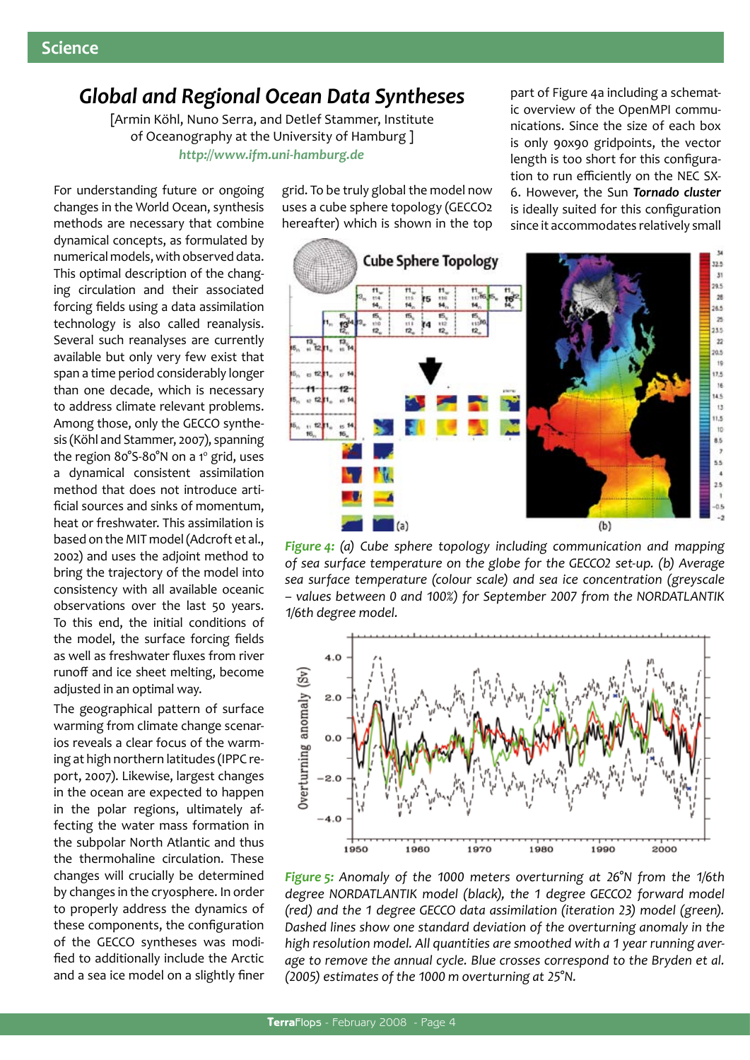# Global and Regional Ocean Data Syntheses

[Armin Köhl, Nuno Serra, and Detlef Stammer, Institute of Oceanography at the University of Hamburg ]

*http://www.ifm.uni-hamburg.de*

For understanding future or ongoing changes in the World Ocean, synthesis methods are necessary that combine dynamical concepts, as formulated by numerical models, with observed data. This optimal description of the changing circulation and their associated forcing fields using a data assimilation technology is also called reanalysis. Several such reanalyses are currently available but only very few exist that span a time period considerably longer than one decade, which is necessary to address climate relevant problems. Among those, only the GECCO synthesis (Köhl and Stammer, 2007), spanning the region 80°S-80°N on a 1° grid, uses a dynamical consistent assimilation method that does not introduce artificial sources and sinks of momentum, heat or freshwater. This assimilation is based on the MIT model (Adcroft et al., 2002) and uses the adjoint method to bring the trajectory of the model into consistency with all available oceanic observations over the last 50 years. To this end, the initial conditions of the model, the surface forcing fields as well as freshwater fluxes from river runoff and ice sheet melting, become adjusted in an optimal way.

The geographical pattern of surface warming from climate change scenarios reveals a clear focus of the warming at high northern latitudes (IPPC report, 2007). Likewise, largest changes in the ocean are expected to happen in the polar regions, ultimately affecting the water mass formation in the subpolar North Atlantic and thus the thermohaline circulation. These changes will crucially be determined by changes in the cryosphere. In order to properly address the dynamics of these components, the configuration of the GECCO syntheses was modified to additionally include the Arctic and a sea ice model on a slightly finer grid. To be truly global the model now uses a cube sphere topology (GECCO2 hereafter) which is shown in the top part of Figure 4a including a schematic overview of the OpenMPI communications. Since the size of each box is only 90x90 gridpoints, the vector length is too short for this configuration to run efficiently on the NEC SX-6. However, the Sun ***Tornado cluster*** is ideally suited for this configuration since it accommodates relatively small

*Figure 4: (a) Cube sphere topology including communication and mapping of sea surface temperature on the globe for the GECCO2 set-up. (b) Average sea surface temperature (colour scale) and sea ice concentration (greyscale – values between 0 and 100%) for September 2007 from the NORDATLANTIK 1/6th degree model.*

*Figure 5: Anomaly of the 1000 meters overturning at 26°N from the 1/6th degree NORDATLANTIK model (black), the 1 degree GECCO2 forward model (red) and the 1 degree GECCO data assimilation (iteration 23) model (green). Dashed lines show one standard deviation of the overturning anomaly in the high resolution model. All quantities are smoothed with a 1 year running average to remove the annual cycle. Blue crosses correspond to the Bryden et al. (2005) estimates of the 1000 m overturning at 25°N.*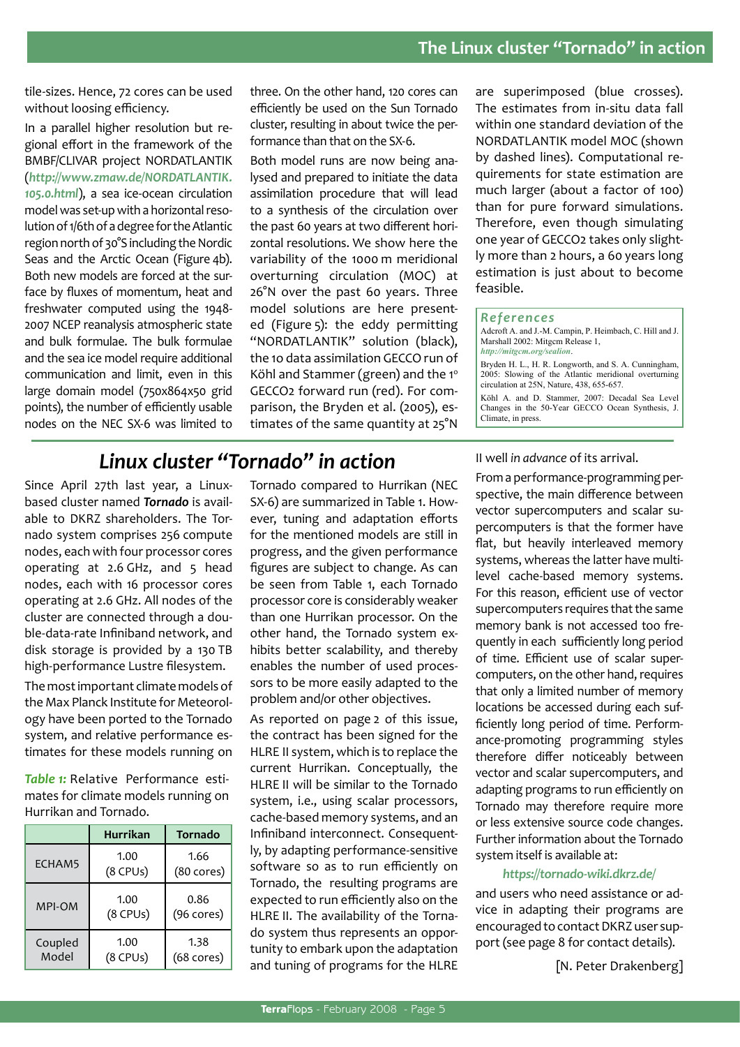tile-sizes. Hence, 72 cores can be used without loosing efficiency.

In a parallel higher resolution but regional effort in the framework of the BMBF/CLIVAR project NORDATLANTIK (*http://www.zmaw.de/NORDATLANTIK.105.0.html*), a sea ice-ocean circulation model was set-up with a horizontal resolution of 1/6th of a degree for the Atlantic region north of 30°S including the Nordic Seas and the Arctic Ocean (Figure 4b). Both new models are forced at the surface by fluxes of momentum, heat and freshwater computed using the 1948-2007 NCEP reanalysis atmospheric state and bulk formulae. The bulk formulae and the sea ice model require additional communication and limit, even in this large domain model (750x864x50 grid points), the number of efficiently usable nodes on the NEC SX-6 was limited to three. On the other hand, 120 cores can efficiently be used on the Sun Tornado cluster, resulting in about twice the performance than that on the SX-6.

Both model runs are now being analysed and prepared to initiate the data assimilation procedure that will lead to a synthesis of the circulation over the past 60 years at two different horizontal resolutions. We show here the variability of the 1000 m meridional overturning circulation (MOC) at 26°N over the past 60 years. Three model solutions are here presented (Figure 5): the eddy permitting "NORDATLANTIK" solution (black), the 10 data assimilation GECCO run of Köhl and Stammer (green) and the 1° GECCO2 forward run (red). For comparison, the Bryden et al. (2005), estimates of the same quantity at 25°N are superimposed (blue crosses). The estimates from in-situ data fall within one standard deviation of the NORDATLANTIK model MOC (shown by dashed lines). Computational requirements for state estimation are much larger (about a factor of 100) than for pure forward simulations. Therefore, even though simulating one year of GECCO2 takes only slightly more than 2 hours, a 60 years long estimation is just about to become feasible.

### References

Adcroft A. and J.-M. Campin, P. Heimbach, C. Hill and J. Marshall 2002: Mitgcm Release 1, *http://mitgcm.org/sealion*.

Bryden H. L., H. R. Longworth, and S. A. Cunningham, 2005: Slowing of the Atlantic meridional overturning circulation at 25N, Nature, 438, 655-657.

Köhl A. and D. Stammer, 2007: Decadal Sea Level Changes in the 50-Year GECCO Ocean Synthesis, J. Climate, in press.

# *Linux cluster "Tornado" in action*

Since April 27th last year, a Linux-based cluster named ***Tornado*** is available to DKRZ shareholders. The Tornado system comprises 256 compute nodes, each with four processor cores operating at 2.6 GHz, and 5 head nodes, each with 16 processor cores operating at 2.6 GHz. All nodes of the cluster are connected through a double-data-rate Infiniband network, and disk storage is provided by a 130 TB high-performance Lustre filesystem.

The most important climate models of the Max Planck Institute for Meteorology have been ported to the Tornado system, and relative performance estimates for these models running on Tornado compared to Hurrikan (NEC SX-6) are summarized in Table 1. However, tuning and adaptation efforts for the mentioned models are still in progress, and the given performance figures are subject to change. As can be seen from Table 1, each Tornado processor core is considerably weaker than one Hurrikan processor. On the other hand, the Tornado system exhibits better scalability, and thereby enables the number of used processors to be more easily adapted to the problem and/or other objectives.

***Table 1:*** Relative Performance estimates for climate models running on Hurrikan and Tornado.

| | Hurrikan | Tornado |
|---|---|---|
| ECHAM5 | 1.00 (8 CPUs) | 1.66 (80 cores) |
| MPI-OM | 1.00 (8 CPUs) | 0.86 (96 cores) |
| Coupled Model | 1.00 (8 CPUs) | 1.38 (68 cores) |

As reported on page 2 of this issue, the contract has been signed for the HLRE II system, which is to replace the current Hurrikan. Conceptually, the HLRE II will be similar to the Tornado system, i.e., using scalar processors, cache-based memory systems, and an Infiniband interconnect. Consequently, by adapting performance-sensitive software so as to run efficiently on Tornado, the resulting programs are expected to run efficiently also on the HLRE II. The availability of the Tornado system thus represents an opportunity to embark upon the adaptation and tuning of programs for the HLRE II well *in advance* of its arrival.

From a performance-programming perspective, the main difference between vector supercomputers and scalar supercomputers is that the former have flat, but heavily interleaved memory systems, whereas the latter have multi-level cache-based memory systems. For this reason, efficient use of vector supercomputers requires that the same memory bank is not accessed too frequently in each sufficiently long period of time. Efficient use of scalar supercomputers, on the other hand, requires that only a limited number of memory locations be accessed during each sufficiently long period of time. Performance-promoting programming styles therefore differ noticeably between vector and scalar supercomputers, and adapting programs to run efficiently on Tornado may therefore require more or less extensive source code changes. Further information about the Tornado system itself is available at:

***https://tornado-wiki.dkrz.de/***

and users who need assistance or advice in adapting their programs are encouraged to contact DKRZ user support (see page 8 for contact details).

[N. Peter Drakenberg]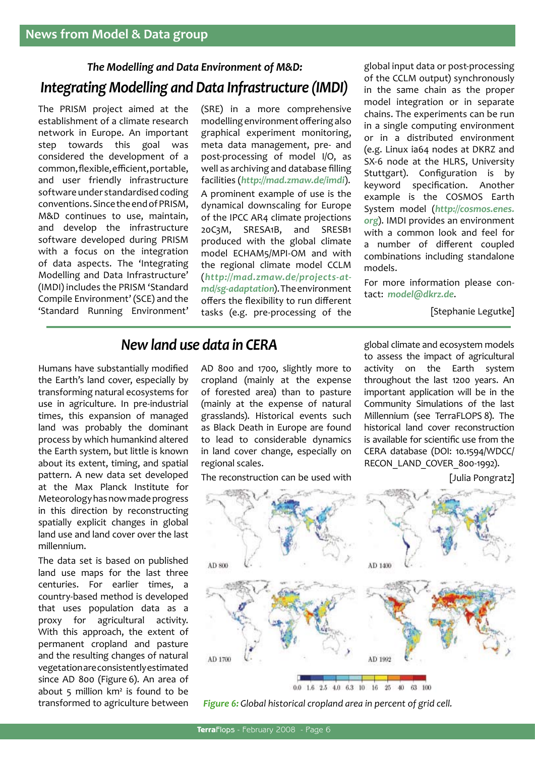## News from Model & Data group

### *The Modelling and Data Environment of M&D:*

# *Integrating Modelling and Data Infrastructure (IMDI)*

The PRISM project aimed at the establishment of a climate research network in Europe. An important step towards this goal was considered the development of a common, flexible, efficient, portable, and user friendly infrastructure software under standardised coding conventions. Since the end of PRISM, M&D continues to use, maintain, and develop the infrastructure software developed during PRISM with a focus on the integration of data aspects. The 'Integrating Modelling and Data Infrastructure' (IMDI) includes the PRISM 'Standard Compile Environment' (SCE) and the 'Standard Running Environment' (SRE) in a more comprehensive modelling environment offering also graphical experiment monitoring, meta data management, pre- and post-processing of model I/O, as well as archiving and database filling facilities (*http://mad.zmaw.de/imdi*).

A prominent example of use is the dynamical downscaling for Europe of the IPCC AR4 climate projections 20C3M, SRESA1B, and SRESB1 produced with the global climate model ECHAM5/MPI-OM and with the regional climate model CCLM (*http://mad.zmaw.de/projects-at-md/sg-adaptation*). The environment offers the flexibility to run different tasks (e.g. pre-processing of the global input data or post-processing of the CCLM output) synchronously in the same chain as the proper model integration or in separate chains. The experiments can be run in a single computing environment or in a distributed environment (e.g. Linux ia64 nodes at DKRZ and SX-6 node at the HLRS, University Stuttgart). Configuration is by keyword specification. Another example is the COSMOS Earth System model (*http://cosmos.enes.org*). IMDI provides an environment with a common look and feel for a number of different coupled combinations including standalone models.

For more information please contact: *model@dkrz.de*.

[Stephanie Legutke]

# *New land use data in CERA*

Humans have substantially modified the Earth's land cover, especially by transforming natural ecosystems for use in agriculture. In pre-industrial times, this expansion of managed land was probably the dominant process by which humankind altered the Earth system, but little is known about its extent, timing, and spatial pattern. A new data set developed at the Max Planck Institute for Meteorology has now made progress in this direction by reconstructing spatially explicit changes in global land use and land cover over the last millennium.

The data set is based on published land use maps for the last three centuries. For earlier times, a country-based method is developed that uses population data as a proxy for agricultural activity. With this approach, the extent of permanent cropland and pasture and the resulting changes of natural vegetation are consistently estimated since AD 800 (Figure 6). An area of about 5 million km² is found to be transformed to agriculture between AD 800 and 1700, slightly more to cropland (mainly at the expense of forested area) than to pasture (mainly at the expense of natural grasslands). Historical events such as Black Death in Europe are found to lead to considerable dynamics in land cover change, especially on regional scales.

The reconstruction can be used with global climate and ecosystem models to assess the impact of agricultural activity on the Earth system throughout the last 1200 years. An important application will be in the Community Simulations of the last Millennium (see TerraFLOPS 8). The historical land cover reconstruction is available for scientific use from the CERA database (DOI: 10.1594/WDCC/RECON_LAND_COVER_800-1992).

[Julia Pongratz]

*Figure 6: Global historical cropland area in percent of grid cell.*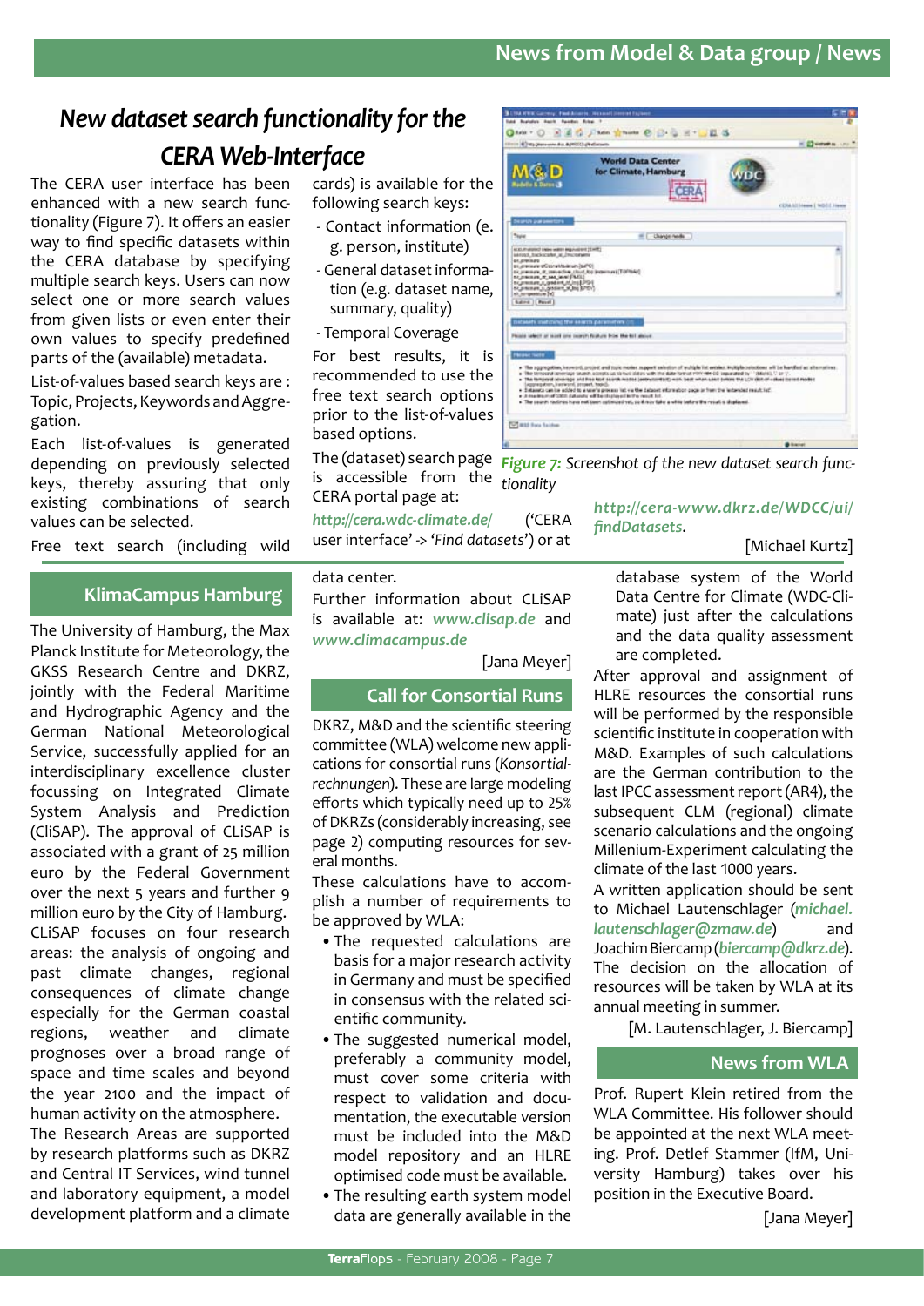# New dataset search functionality for the CERA Web-Interface

The CERA user interface has been enhanced with a new search functionality (Figure 7). It offers an easier way to find specific datasets within the CERA database by specifying multiple search keys. Users can now select one or more search values from given lists or even enter their own values to specify predefined parts of the (available) metadata.

List-of-values based search keys are : Topic, Projects, Keywords and Aggregation.

Each list-of-values is generated depending on previously selected keys, thereby assuring that only existing combinations of search values can be selected.

Free text search (including wild cards) is available for the following search keys:

- Contact information (e. g. person, institute)
- General dataset information (e.g. dataset name, summary, quality)
- Temporal Coverage

For best results, it is recommended to use the free text search options prior to the list-of-values based options.

The (dataset) search page is accessible from the CERA portal page at: *http://cera.wdc-climate.de/* ('CERA user interface' -> '*Find datasets*') or at *http://cera-www.dkrz.de/WDCC/ui/findDatasets*.

*Figure 7: Screenshot of the new dataset search functionality*

[Michael Kurtz]

## KlimaCampus Hamburg

The University of Hamburg, the Max Planck Institute for Meteorology, the GKSS Research Centre and DKRZ, jointly with the Federal Maritime and Hydrographic Agency and the German National Meteorological Service, successfully applied for an interdisciplinary excellence cluster focussing on Integrated Climate System Analysis and Prediction (CliSAP). The approval of CLiSAP is associated with a grant of 25 million euro by the Federal Government over the next 5 years and further 9 million euro by the City of Hamburg.

CLiSAP focuses on four research areas: the analysis of ongoing and past climate changes, regional consequences of climate change especially for the German coastal regions, weather and climate prognoses over a broad range of space and time scales and beyond the year 2100 and the impact of human activity on the atmosphere.

The Research Areas are supported by research platforms such as DKRZ and Central IT Services, wind tunnel and laboratory equipment, a model development platform and a climate data center.

Further information about CLiSAP is available at: *www.clisap.de* and *www.climacampus.de*

[Jana Meyer]

## Call for Consortial Runs

DKRZ, M&D and the scientific steering committee (WLA) welcome new applications for consortial runs (*Konsortialrechnungen*). These are large modeling efforts which typically need up to 25% of DKRZs (considerably increasing, see page 2) computing resources for several months.

These calculations have to accomplish a number of requirements to be approved by WLA:

- The requested calculations are basis for a major research activity in Germany and must be specified in consensus with the related scientific community.
- The suggested numerical model, preferably a community model, must cover some criteria with respect to validation and documentation, the executable version must be included into the M&D model repository and an HLRE optimised code must be available.
- The resulting earth system model data are generally available in the database system of the World Data Centre for Climate (WDC-Climate) just after the calculations and the data quality assessment are completed.

After approval and assignment of HLRE resources the consortial runs will be performed by the responsible scientific institute in cooperation with M&D. Examples of such calculations are the German contribution to the last IPCC assessment report (AR4), the subsequent CLM (regional) climate scenario calculations and the ongoing Millenium-Experiment calculating the climate of the last 1000 years.

A written application should be sent to Michael Lautenschlager (*michael.lautenschlager@zmaw.de*) and Joachim Biercamp (*biercamp@dkrz.de*). The decision on the allocation of resources will be taken by WLA at its annual meeting in summer.

[M. Lautenschlager, J. Biercamp]

## News from WLA

Prof. Rupert Klein retired from the WLA Committee. His follower should be appointed at the next WLA meeting. Prof. Detlef Stammer (IfM, University Hamburg) takes over his position in the Executive Board.

[Jana Meyer]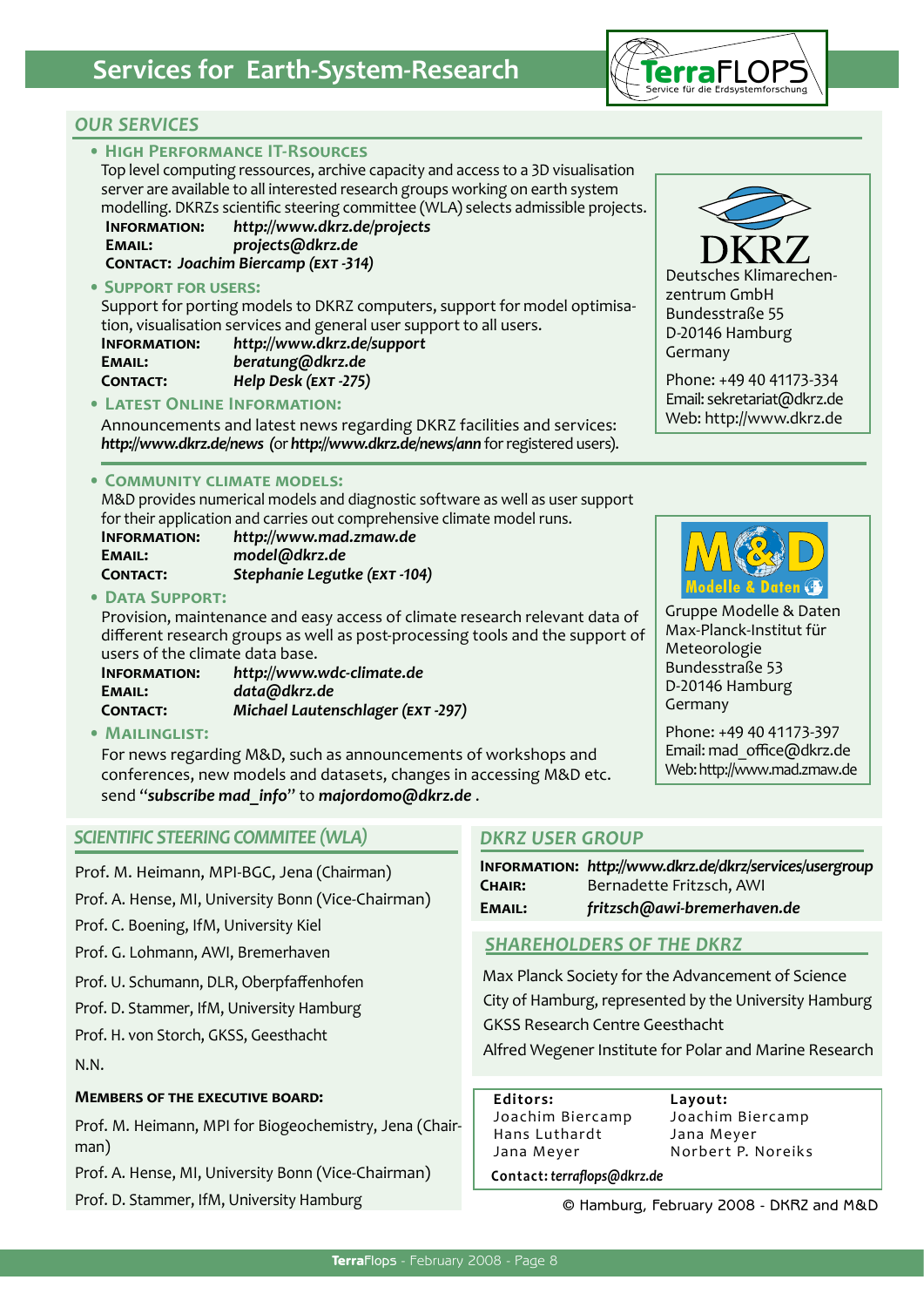# Services for Earth-System-Research

TerraFLOPS
Service für die Erdsystemforschung

## OUR SERVICES

- **High Performance IT-Rsources**

  Top level computing ressources, archive capacity and access to a 3D visualisation server are available to all interested research groups working on earth system modelling. DKRZs scientific steering committee (WLA) selects admissible projects.

  **Information:** *http://www.dkrz.de/projects*
  **Email:** *projects@dkrz.de*
  **Contact:** *Joachim Biercamp (ext -314)*

- **Support for users:**

  Support for porting models to DKRZ computers, support for model optimisation, visualisation services and general user support to all users.

  **Information:** *http://www.dkrz.de/support*
  **Email:** *beratung@dkrz.de*
  **Contact:** *Help Desk (ext -275)*

- **Latest Online Information:**

  Announcements and latest news regarding DKRZ facilities and services: *http://www.dkrz.de/news* (or *http://www.dkrz.de/news/ann* for registered users).

DKRZ
Deutsches Klimarechenzentrum GmbH
Bundesstraße 55
D-20146 Hamburg
Germany

Phone: +49 40 41173-334
Email: sekretariat@dkrz.de
Web: http://www.dkrz.de

- **Community climate models:**

  M&D provides numerical models and diagnostic software as well as user support for their application and carries out comprehensive climate model runs.

  **Information:** *http://www.mad.zmaw.de*
  **Email:** *model@dkrz.de*
  **Contact:** *Stephanie Legutke (ext -104)*

- **Data Support:**

  Provision, maintenance and easy access of climate research relevant data of different research groups as well as post-processing tools and the support of users of the climate data base.

  **Information:** *http://www.wdc-climate.de*
  **Email:** *data@dkrz.de*
  **Contact:** *Michael Lautenschlager (ext -297)*

- **Mailinglist:**

  For news regarding M&D, such as announcements of workshops and conferences, new models and datasets, changes in accessing M&D etc. send "*subscribe mad_info*" to *majordomo@dkrz.de* .

M&D Modelle & Daten
Gruppe Modelle & Daten
Max-Planck-Institut für Meteorologie
Bundesstraße 53
D-20146 Hamburg
Germany

Phone: +49 40 41173-397
Email: mad_office@dkrz.de
Web: http://www.mad.zmaw.de

## SCIENTIFIC STEERING COMMITEE (WLA)

Prof. M. Heimann, MPI-BGC, Jena (Chairman)

Prof. A. Hense, MI, University Bonn (Vice-Chairman)

Prof. C. Boening, IfM, University Kiel

Prof. G. Lohmann, AWI, Bremerhaven

Prof. U. Schumann, DLR, Oberpfaffenhofen

Prof. D. Stammer, IfM, University Hamburg

Prof. H. von Storch, GKSS, Geesthacht

N.N.

**Members of the executive board:**

Prof. M. Heimann, MPI for Biogeochemistry, Jena (Chairman)

Prof. A. Hense, MI, University Bonn (Vice-Chairman)

Prof. D. Stammer, IfM, University Hamburg

## DKRZ USER GROUP

**Information:** *http://www.dkrz.de/dkrz/services/usergroup*
**Chair:** Bernadette Fritzsch, AWI
**Email:** *fritzsch@awi-bremerhaven.de*

## SHAREHOLDERS OF THE DKRZ

Max Planck Society for the Advancement of Science

City of Hamburg, represented by the University Hamburg

GKSS Research Centre Geesthacht

Alfred Wegener Institute for Polar and Marine Research

**Editors:**
Joachim Biercamp
Hans Luthardt
Jana Meyer

**Layout:**
Joachim Biercamp
Jana Meyer
Norbert P. Noreiks

**Contact:** *terraflops@dkrz.de*

© Hamburg, February 2008 - DKRZ and M&D